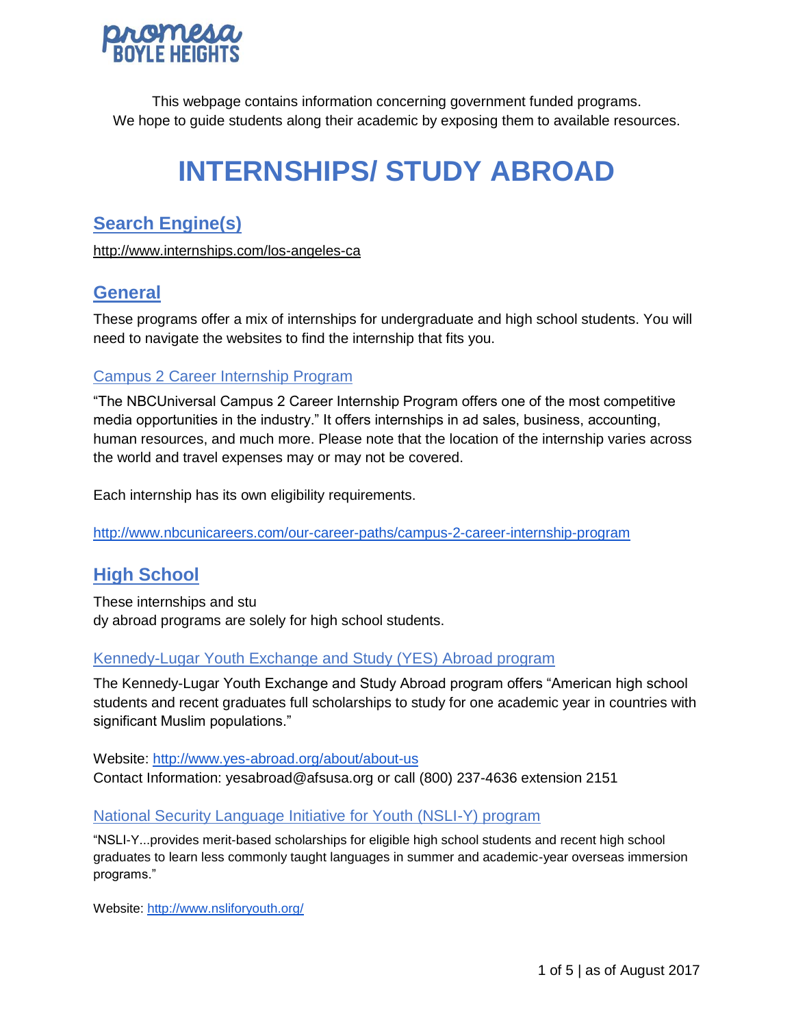**promesa BOYLE HEIGHTS**

This webpage contains information concerning government funded programs.
We hope to guide students along their academic by exposing them to available resources.

# INTERNSHIPS/ STUDY ABROAD

## Search Engine(s)

http://www.internships.com/los-angeles-ca

## General

These programs offer a mix of internships for undergraduate and high school students. You will need to navigate the websites to find the internship that fits you.

### Campus 2 Career Internship Program

"The NBCUniversal Campus 2 Career Internship Program offers one of the most competitive media opportunities in the industry." It offers internships in ad sales, business, accounting, human resources, and much more. Please note that the location of the internship varies across the world and travel expenses may or may not be covered.

Each internship has its own eligibility requirements.

http://www.nbcunicareers.com/our-career-paths/campus-2-career-internship-program

## High School

These internships and stu
dy abroad programs are solely for high school students.

### Kennedy-Lugar Youth Exchange and Study (YES) Abroad program

The Kennedy-Lugar Youth Exchange and Study Abroad program offers "American high school students and recent graduates full scholarships to study for one academic year in countries with significant Muslim populations."

Website: http://www.yes-abroad.org/about/about-us
Contact Information: yesabroad@afsusa.org or call (800) 237-4636 extension 2151

### National Security Language Initiative for Youth (NSLI-Y) program

"NSLI-Y...provides merit-based scholarships for eligible high school students and recent high school graduates to learn less commonly taught languages in summer and academic-year overseas immersion programs."

Website: http://www.nsliforyouth.org/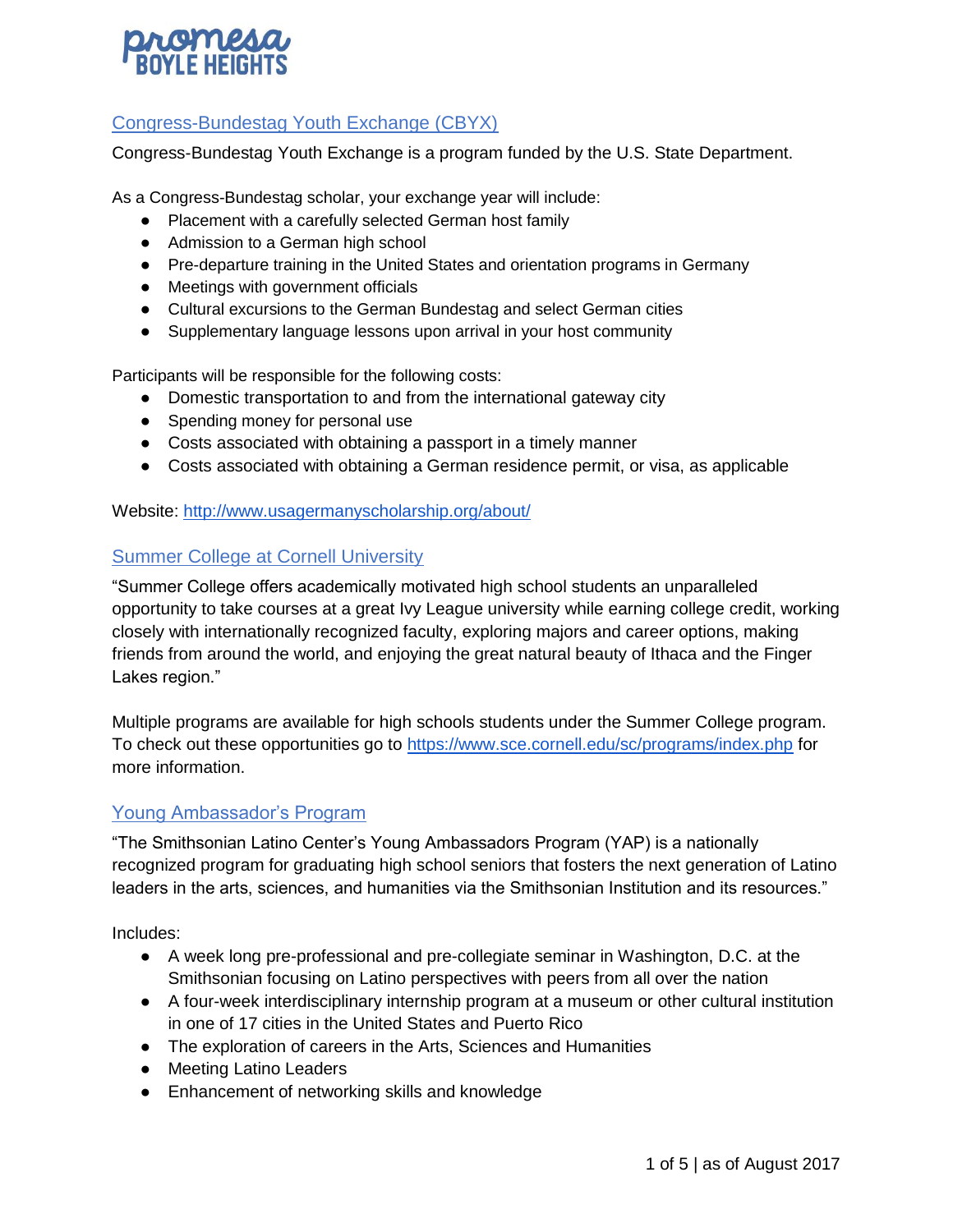## [Congress-Bundestag Youth Exchange (CBYX)]

Congress-Bundestag Youth Exchange is a program funded by the U.S. State Department.

As a Congress-Bundestag scholar, your exchange year will include:

- Placement with a carefully selected German host family
- Admission to a German high school
- Pre-departure training in the United States and orientation programs in Germany
- Meetings with government officials
- Cultural excursions to the German Bundestag and select German cities
- Supplementary language lessons upon arrival in your host community

Participants will be responsible for the following costs:

- Domestic transportation to and from the international gateway city
- Spending money for personal use
- Costs associated with obtaining a passport in a timely manner
- Costs associated with obtaining a German residence permit, or visa, as applicable

Website: http://www.usagermanyscholarship.org/about/

## Summer College at Cornell University

"Summer College offers academically motivated high school students an unparalleled opportunity to take courses at a great Ivy League university while earning college credit, working closely with internationally recognized faculty, exploring majors and career options, making friends from around the world, and enjoying the great natural beauty of Ithaca and the Finger Lakes region."

Multiple programs are available for high schools students under the Summer College program. To check out these opportunities go to https://www.sce.cornell.edu/sc/programs/index.php for more information.

## Young Ambassador's Program

"The Smithsonian Latino Center's Young Ambassadors Program (YAP) is a nationally recognized program for graduating high school seniors that fosters the next generation of Latino leaders in the arts, sciences, and humanities via the Smithsonian Institution and its resources."

Includes:

- A week long pre-professional and pre-collegiate seminar in Washington, D.C. at the Smithsonian focusing on Latino perspectives with peers from all over the nation
- A four-week interdisciplinary internship program at a museum or other cultural institution in one of 17 cities in the United States and Puerto Rico
- The exploration of careers in the Arts, Sciences and Humanities
- Meeting Latino Leaders
- Enhancement of networking skills and knowledge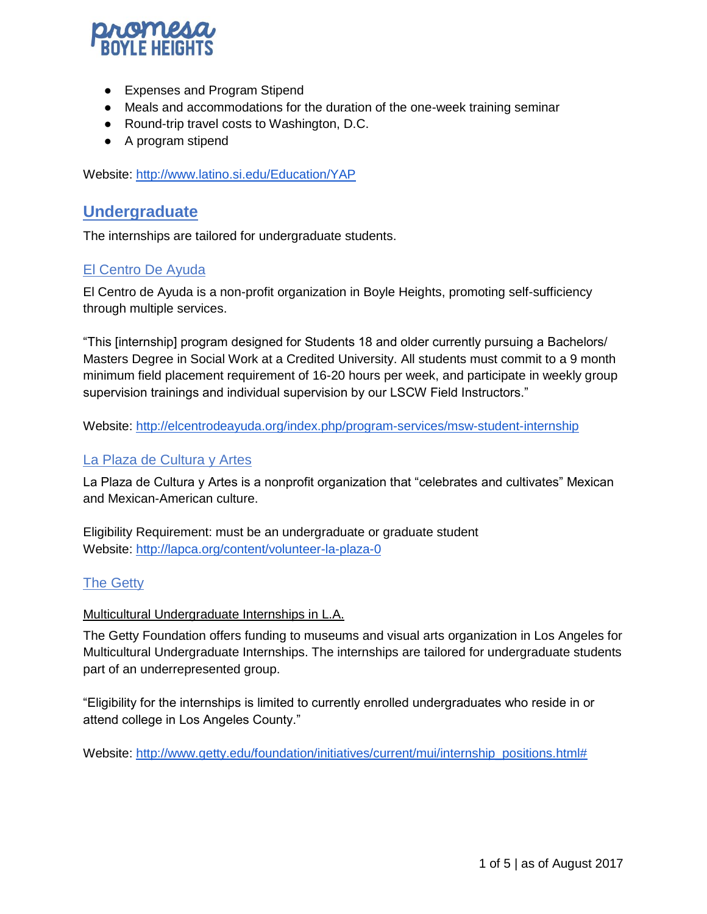- Expenses and Program Stipend
- Meals and accommodations for the duration of the one-week training seminar
- Round-trip travel costs to Washington, D.C.
- A program stipend

Website: http://www.latino.si.edu/Education/YAP

## Undergraduate

The internships are tailored for undergraduate students.

### El Centro De Ayuda

El Centro de Ayuda is a non-profit organization in Boyle Heights, promoting self-sufficiency through multiple services.

"This [internship] program designed for Students 18 and older currently pursuing a Bachelors/ Masters Degree in Social Work at a Credited University. All students must commit to a 9 month minimum field placement requirement of 16-20 hours per week, and participate in weekly group supervision trainings and individual supervision by our LSCW Field Instructors."

Website: http://elcentrodeayuda.org/index.php/program-services/msw-student-internship

### La Plaza de Cultura y Artes

La Plaza de Cultura y Artes is a nonprofit organization that "celebrates and cultivates" Mexican and Mexican-American culture.

Eligibility Requirement: must be an undergraduate or graduate student
Website: http://lapca.org/content/volunteer-la-plaza-0

### The Getty

Multicultural Undergraduate Internships in L.A.

The Getty Foundation offers funding to museums and visual arts organization in Los Angeles for Multicultural Undergraduate Internships. The internships are tailored for undergraduate students part of an underrepresented group.

"Eligibility for the internships is limited to currently enrolled undergraduates who reside in or attend college in Los Angeles County."

Website: http://www.getty.edu/foundation/initiatives/current/mui/internship_positions.html#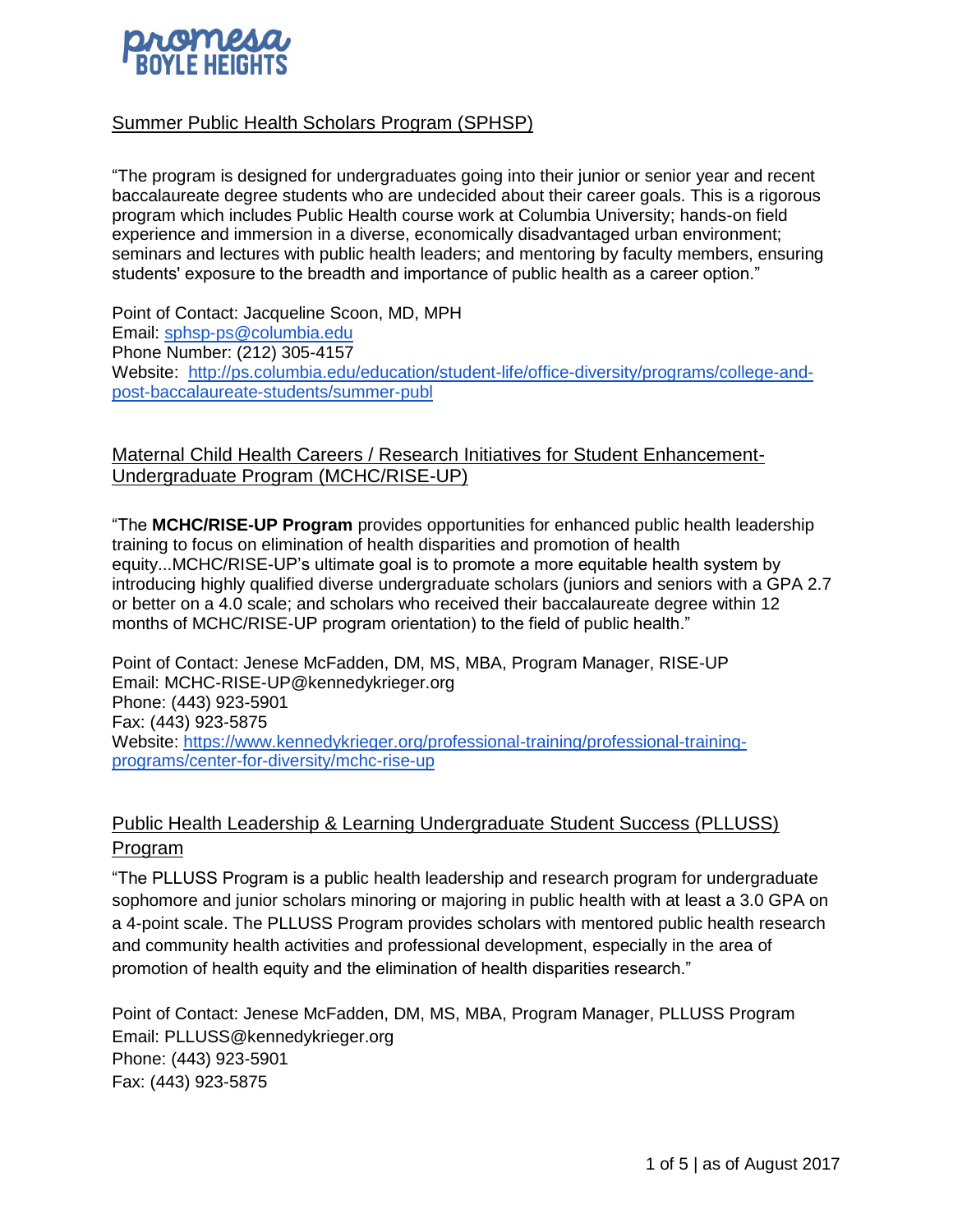## Summer Public Health Scholars Program (SPHSP)

"The program is designed for undergraduates going into their junior or senior year and recent baccalaureate degree students who are undecided about their career goals. This is a rigorous program which includes Public Health course work at Columbia University; hands-on field experience and immersion in a diverse, economically disadvantaged urban environment; seminars and lectures with public health leaders; and mentoring by faculty members, ensuring students' exposure to the breadth and importance of public health as a career option."

Point of Contact: Jacqueline Scoon, MD, MPH
Email: [sphsp-ps@columbia.edu](mailto:sphsp-ps@columbia.edu)
Phone Number: (212) 305-4157
Website: [http://ps.columbia.edu/education/student-life/office-diversity/programs/college-and-post-baccalaureate-students/summer-publ](http://ps.columbia.edu/education/student-life/office-diversity/programs/college-and-post-baccalaureate-students/summer-publ)

## Maternal Child Health Careers / Research Initiatives for Student Enhancement-Undergraduate Program (MCHC/RISE-UP)

"The **MCHC/RISE-UP Program** provides opportunities for enhanced public health leadership training to focus on elimination of health disparities and promotion of health equity...MCHC/RISE-UP's ultimate goal is to promote a more equitable health system by introducing highly qualified diverse undergraduate scholars (juniors and seniors with a GPA 2.7 or better on a 4.0 scale; and scholars who received their baccalaureate degree within 12 months of MCHC/RISE-UP program orientation) to the field of public health."

Point of Contact: Jenese McFadden, DM, MS, MBA, Program Manager, RISE-UP
Email: MCHC-RISE-UP@kennedykrieger.org
Phone: (443) 923-5901
Fax: (443) 923-5875
Website: [https://www.kennedykrieger.org/professional-training/professional-training-programs/center-for-diversity/mchc-rise-up](https://www.kennedykrieger.org/professional-training/professional-training-programs/center-for-diversity/mchc-rise-up)

## Public Health Leadership & Learning Undergraduate Student Success (PLLUSS) Program

"The PLLUSS Program is a public health leadership and research program for undergraduate sophomore and junior scholars minoring or majoring in public health with at least a 3.0 GPA on a 4-point scale. The PLLUSS Program provides scholars with mentored public health research and community health activities and professional development, especially in the area of promotion of health equity and the elimination of health disparities research."

Point of Contact: Jenese McFadden, DM, MS, MBA, Program Manager, PLLUSS Program
Email: PLLUSS@kennedykrieger.org
Phone: (443) 923-5901
Fax: (443) 923-5875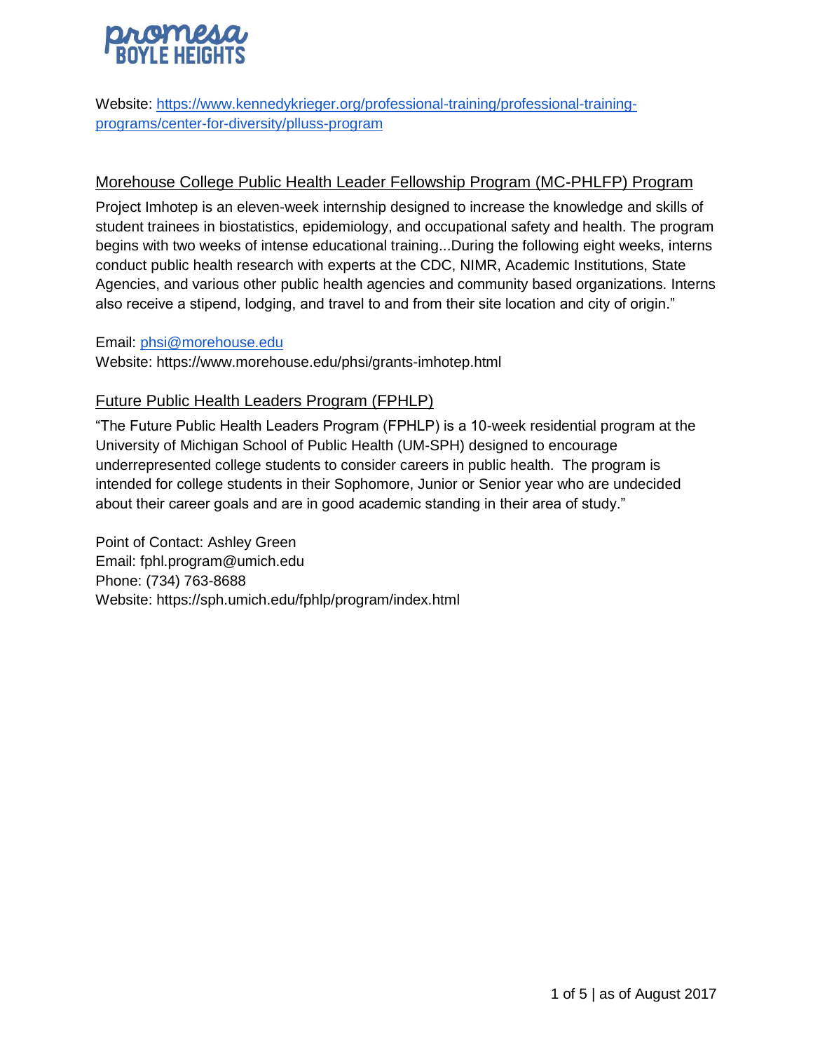Website: [https://www.kennedykrieger.org/professional-training/professional-training-programs/center-for-diversity/plluss-program](https://www.kennedykrieger.org/professional-training/professional-training-programs/center-for-diversity/plluss-program)

## Morehouse College Public Health Leader Fellowship Program (MC-PHLFP) Program

Project Imhotep is an eleven-week internship designed to increase the knowledge and skills of student trainees in biostatistics, epidemiology, and occupational safety and health. The program begins with two weeks of intense educational training...During the following eight weeks, interns conduct public health research with experts at the CDC, NIMR, Academic Institutions, State Agencies, and various other public health agencies and community based organizations. Interns also receive a stipend, lodging, and travel to and from their site location and city of origin."

Email: [phsi@morehouse.edu](mailto:phsi@morehouse.edu)
Website: https://www.morehouse.edu/phsi/grants-imhotep.html

## Future Public Health Leaders Program (FPHLP)

"The Future Public Health Leaders Program (FPHLP) is a 10-week residential program at the University of Michigan School of Public Health (UM-SPH) designed to encourage underrepresented college students to consider careers in public health. The program is intended for college students in their Sophomore, Junior or Senior year who are undecided about their career goals and are in good academic standing in their area of study."

Point of Contact: Ashley Green
Email: fphl.program@umich.edu
Phone: (734) 763-8688
Website: https://sph.umich.edu/fphlp/program/index.html